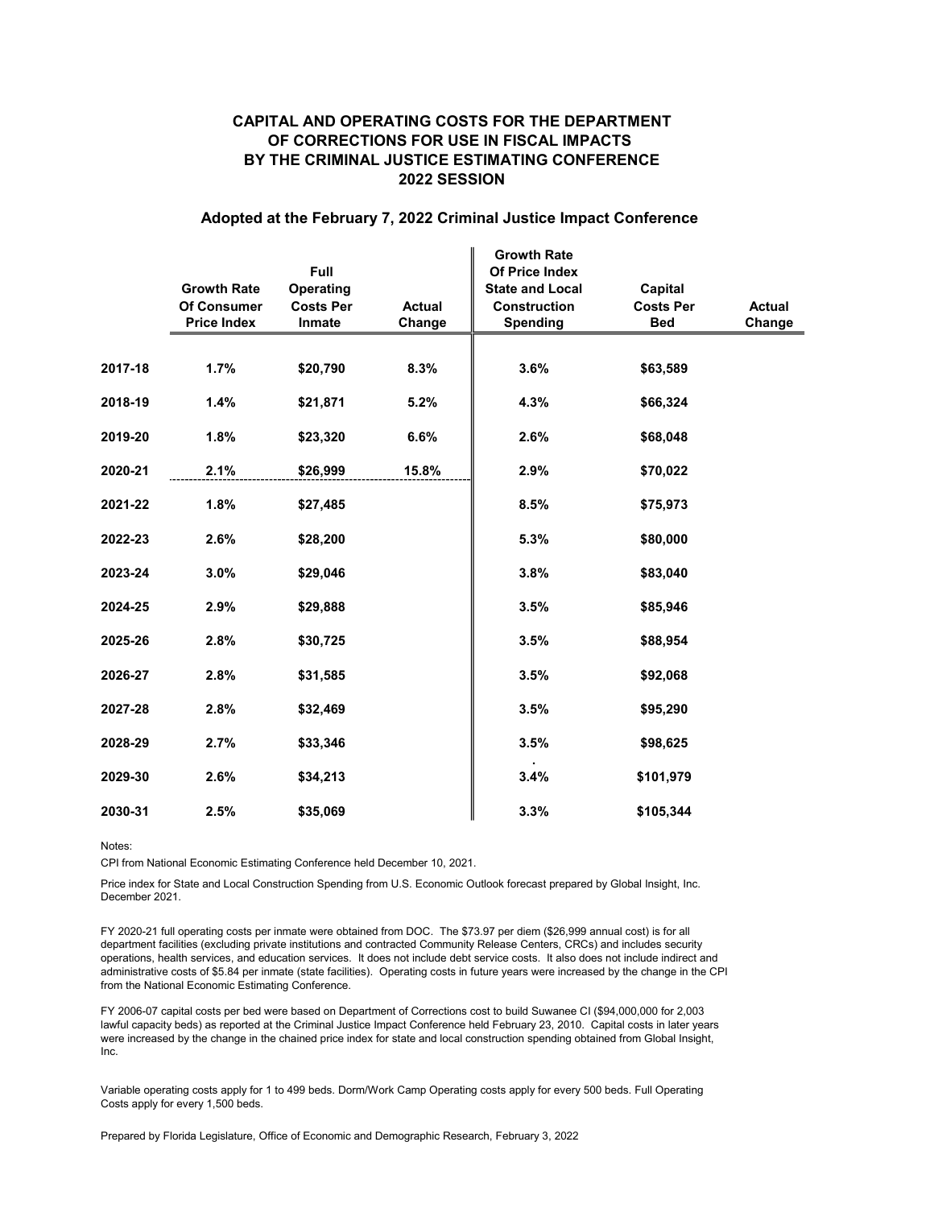# CAPITAL AND OPERATING COSTS FOR THE DEPARTMENT OF CORRECTIONS FOR USE IN FISCAL IMPACTS BY THE CRIMINAL JUSTICE ESTIMATING CONFERENCE 2022 SESSION

### Adopted at the February 7, 2022 Criminal Justice Impact Conference

| | Growth Rate Of Consumer Price Index | Full Operating Costs Per Inmate | Actual Change | Growth Rate Of Price Index State and Local Construction Spending | Capital Costs Per Bed | Actual Change |
|---|---|---|---|---|---|---|
| **2017-18** | **1.7%** | **$20,790** | **8.3%** | **3.6%** | **$63,589** | |
| **2018-19** | **1.4%** | **$21,871** | **5.2%** | **4.3%** | **$66,324** | |
| **2019-20** | **1.8%** | **$23,320** | **6.6%** | **2.6%** | **$68,048** | |
| **2020-21** | **2.1%** | **$26,999** | **15.8%** | **2.9%** | **$70,022** | |
| **2021-22** | **1.8%** | **$27,485** | | **8.5%** | **$75,973** | |
| **2022-23** | **2.6%** | **$28,200** | | **5.3%** | **$80,000** | |
| **2023-24** | **3.0%** | **$29,046** | | **3.8%** | **$83,040** | |
| **2024-25** | **2.9%** | **$29,888** | | **3.5%** | **$85,946** | |
| **2025-26** | **2.8%** | **$30,725** | | **3.5%** | **$88,954** | |
| **2026-27** | **2.8%** | **$31,585** | | **3.5%** | **$92,068** | |
| **2027-28** | **2.8%** | **$32,469** | | **3.5%** | **$95,290** | |
| **2028-29** | **2.7%** | **$33,346** | | **3.5%** | **$98,625** | |
| **2029-30** | **2.6%** | **$34,213** | | **3.4%** | **$101,979** | |
| **2030-31** | **2.5%** | **$35,069** | | **3.3%** | **$105,344** | |

Notes:

CPI from National Economic Estimating Conference held December 10, 2021.

Price index for State and Local Construction Spending from U.S. Economic Outlook forecast prepared by Global Insight, Inc. December 2021.

FY 2020-21 full operating costs per inmate were obtained from DOC. The $73.97 per diem ($26,999 annual cost) is for all department facilities (excluding private institutions and contracted Community Release Centers, CRCs) and includes security operations, health services, and education services. It does not include debt service costs. It also does not include indirect and administrative costs of $5.84 per inmate (state facilities). Operating costs in future years were increased by the change in the CPI from the National Economic Estimating Conference.

FY 2006-07 capital costs per bed were based on Department of Corrections cost to build Suwanee CI ($94,000,000 for 2,003 lawful capacity beds) as reported at the Criminal Justice Impact Conference held February 23, 2010. Capital costs in later years were increased by the change in the chained price index for state and local construction spending obtained from Global Insight, Inc.

Variable operating costs apply for 1 to 499 beds. Dorm/Work Camp Operating costs apply for every 500 beds. Full Operating Costs apply for every 1,500 beds.

Prepared by Florida Legislature, Office of Economic and Demographic Research, February 3, 2022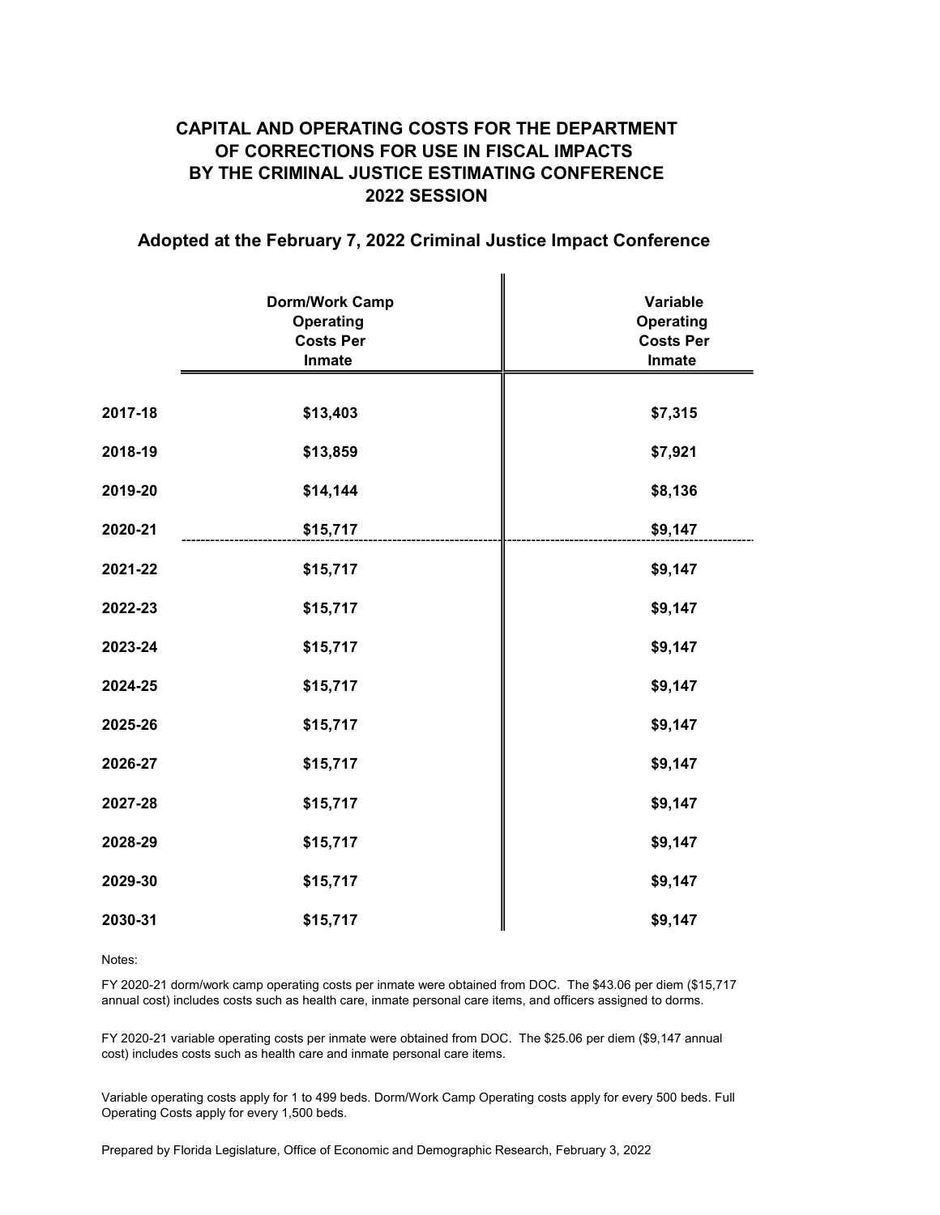## CAPITAL AND OPERATING COSTS FOR THE DEPARTMENT OF CORRECTIONS FOR USE IN FISCAL IMPACTS BY THE CRIMINAL JUSTICE ESTIMATING CONFERENCE 2022 SESSION

### Adopted at the February 7, 2022 Criminal Justice Impact Conference

| | Dorm/Work Camp Operating Costs Per Inmate | Variable Operating Costs Per Inmate |
|---|---|---|
| 2017-18 | $13,403 | $7,315 |
| 2018-19 | $13,859 | $7,921 |
| 2019-20 | $14,144 | $8,136 |
| 2020-21 | $15,717 | $9,147 |
| 2021-22 | $15,717 | $9,147 |
| 2022-23 | $15,717 | $9,147 |
| 2023-24 | $15,717 | $9,147 |
| 2024-25 | $15,717 | $9,147 |
| 2025-26 | $15,717 | $9,147 |
| 2026-27 | $15,717 | $9,147 |
| 2027-28 | $15,717 | $9,147 |
| 2028-29 | $15,717 | $9,147 |
| 2029-30 | $15,717 | $9,147 |
| 2030-31 | $15,717 | $9,147 |

Notes:

FY 2020-21 dorm/work camp operating costs per inmate were obtained from DOC. The $43.06 per diem ($15,717 annual cost) includes costs such as health care, inmate personal care items, and officers assigned to dorms.

FY 2020-21 variable operating costs per inmate were obtained from DOC. The $25.06 per diem ($9,147 annual cost) includes costs such as health care and inmate personal care items.

Variable operating costs apply for 1 to 499 beds. Dorm/Work Camp Operating costs apply for every 500 beds. Full Operating Costs apply for every 1,500 beds.

Prepared by Florida Legislature, Office of Economic and Demographic Research, February 3, 2022